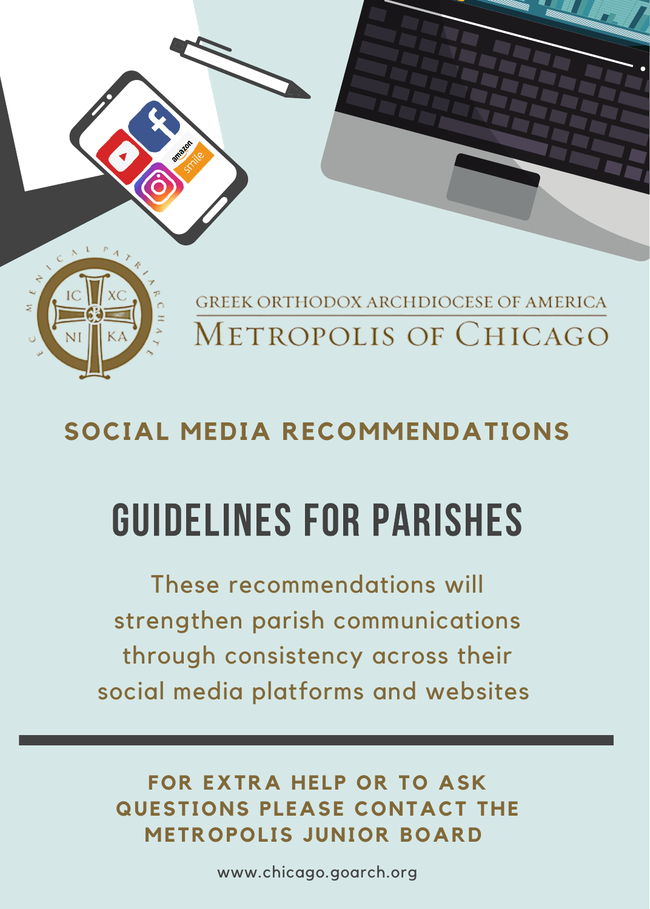GREEK ORTHODOX ARCHDIOCESE OF AMERICA

METROPOLIS OF CHICAGO

## SOCIAL MEDIA RECOMMENDATIONS

# GUIDELINES FOR PARISHES

These recommendations will strengthen parish communications through consistency across their social media platforms and websites

**FOR EXTRA HELP OR TO ASK QUESTIONS PLEASE CONTACT THE METROPOLIS JUNIOR BOARD**

www.chicago.goarch.org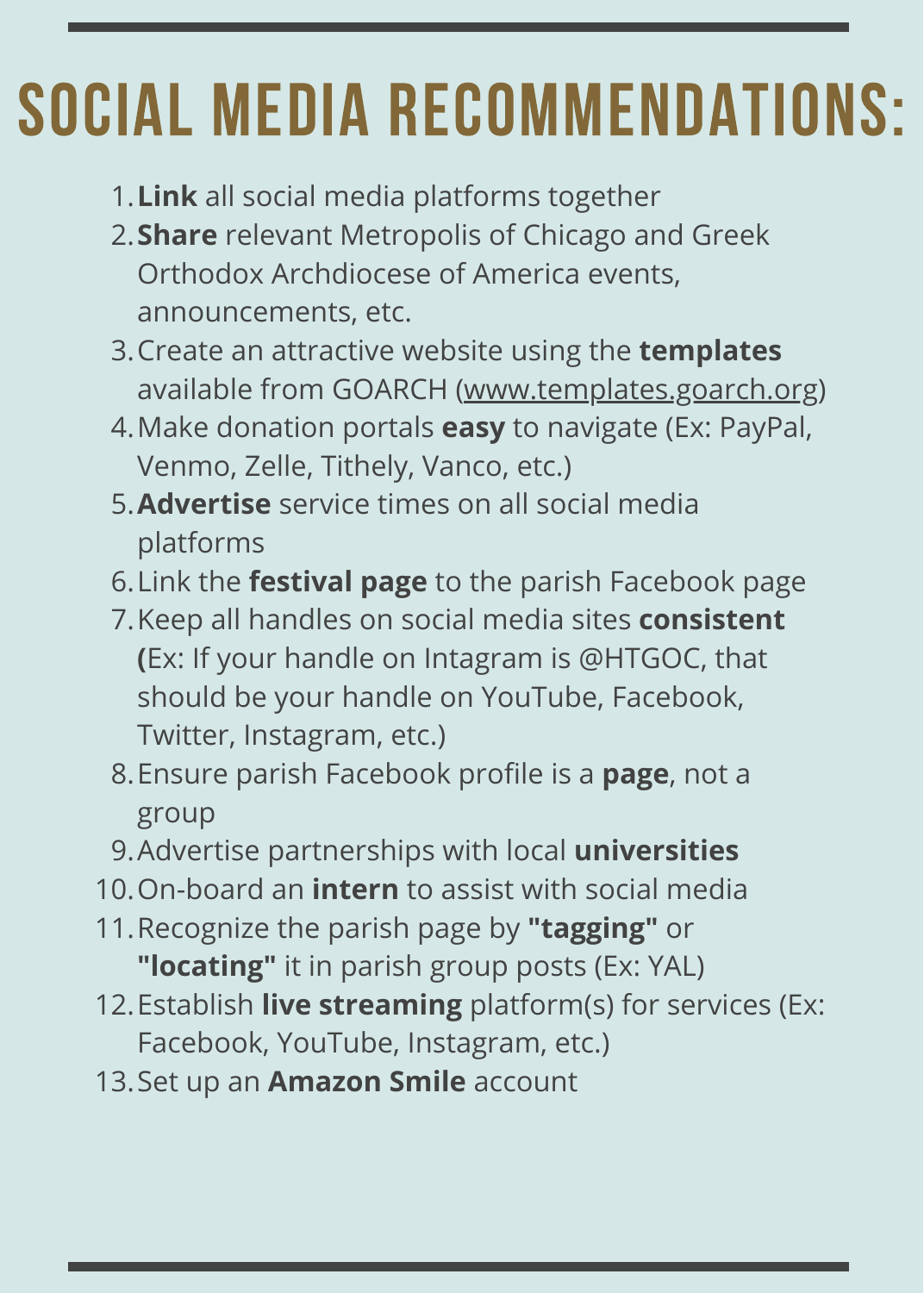# SOCIAL MEDIA RECOMMENDATIONS:

1. **Link** all social media platforms together
2. **Share** relevant Metropolis of Chicago and Greek Orthodox Archdiocese of America events, announcements, etc.
3. Create an attractive website using the **templates** available from GOARCH (www.templates.goarch.org)
4. Make donation portals **easy** to navigate (Ex: PayPal, Venmo, Zelle, Tithely, Vanco, etc.)
5. **Advertise** service times on all social media platforms
6. Link the **festival page** to the parish Facebook page
7. Keep all handles on social media sites **consistent (**Ex: If your handle on Intagram is @HTGOC, that should be your handle on YouTube, Facebook, Twitter, Instagram, etc.)
8. Ensure parish Facebook profile is a **page**, not a group
9. Advertise partnerships with local **universities**
10. On-board an **intern** to assist with social media
11. Recognize the parish page by **"tagging"** or **"locating"** it in parish group posts (Ex: YAL)
12. Establish **live streaming** platform(s) for services (Ex: Facebook, YouTube, Instagram, etc.)
13. Set up an **Amazon Smile** account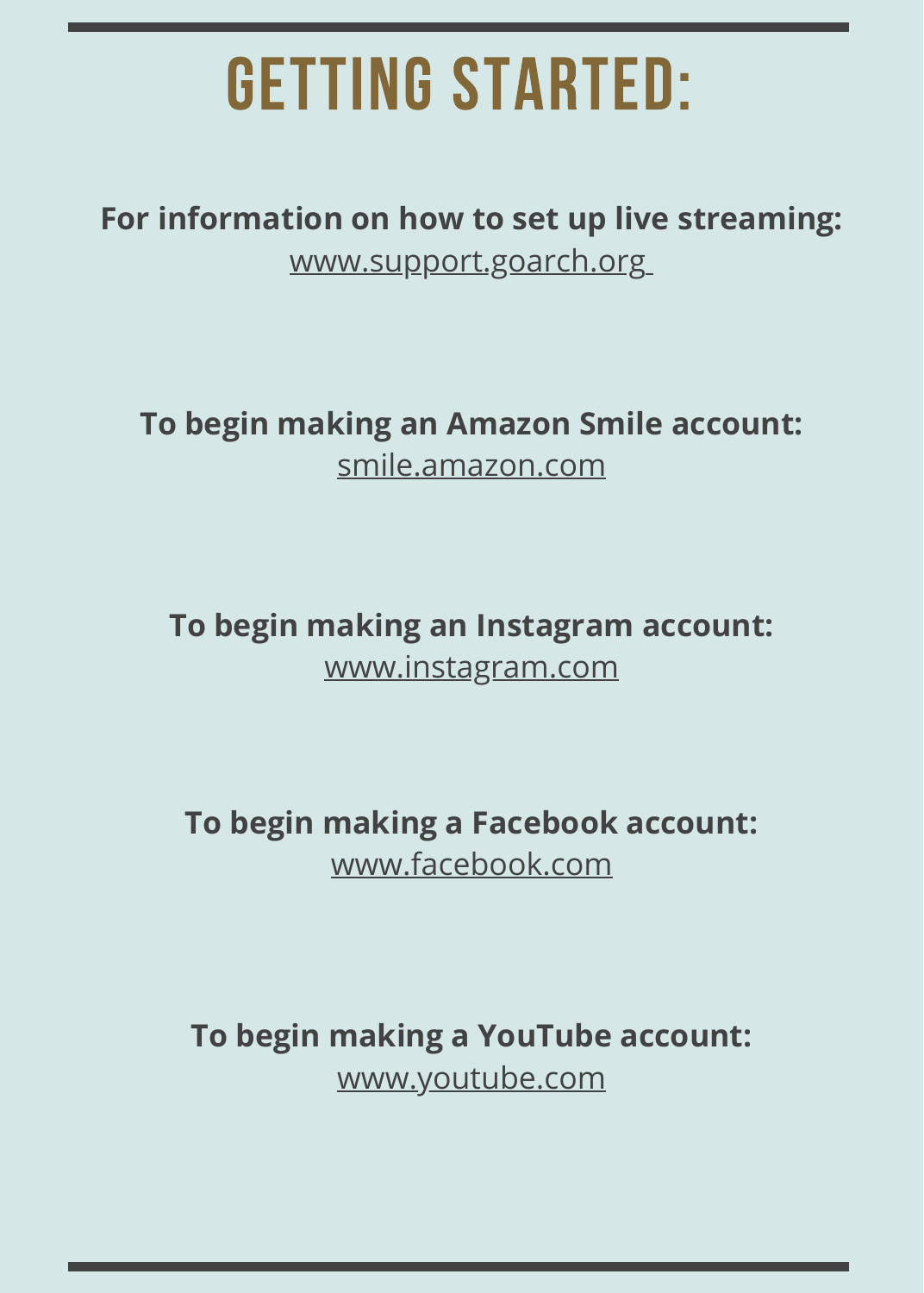# GETTING STARTED:

**For information on how to set up live streaming:**
www.support.goarch.org

**To begin making an Amazon Smile account:**
smile.amazon.com

**To begin making an Instagram account:**
www.instagram.com

**To begin making a Facebook account:**
www.facebook.com

**To begin making a YouTube account:**
www.youtube.com